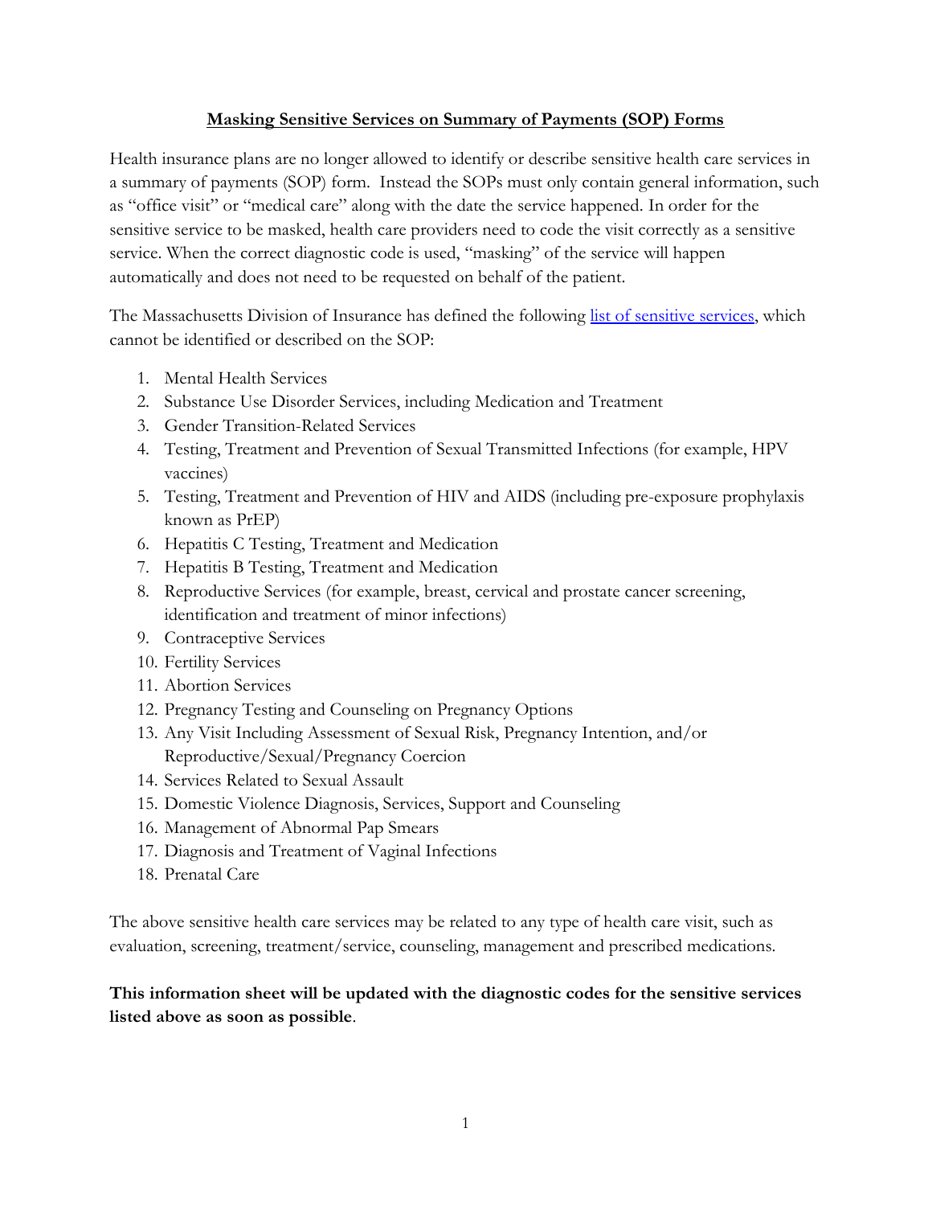# Masking Sensitive Services on Summary of Payments (SOP) Forms

Health insurance plans are no longer allowed to identify or describe sensitive health care services in a summary of payments (SOP) form. Instead the SOPs must only contain general information, such as "office visit" or "medical care" along with the date the service happened. In order for the sensitive service to be masked, health care providers need to code the visit correctly as a sensitive service. When the correct diagnostic code is used, "masking" of the service will happen automatically and does not need to be requested on behalf of the patient.

The Massachusetts Division of Insurance has defined the following [list of sensitive services](), which cannot be identified or described on the SOP:

1. Mental Health Services
2. Substance Use Disorder Services, including Medication and Treatment
3. Gender Transition-Related Services
4. Testing, Treatment and Prevention of Sexual Transmitted Infections (for example, HPV vaccines)
5. Testing, Treatment and Prevention of HIV and AIDS (including pre-exposure prophylaxis known as PrEP)
6. Hepatitis C Testing, Treatment and Medication
7. Hepatitis B Testing, Treatment and Medication
8. Reproductive Services (for example, breast, cervical and prostate cancer screening, identification and treatment of minor infections)
9. Contraceptive Services
10. Fertility Services
11. Abortion Services
12. Pregnancy Testing and Counseling on Pregnancy Options
13. Any Visit Including Assessment of Sexual Risk, Pregnancy Intention, and/or Reproductive/Sexual/Pregnancy Coercion
14. Services Related to Sexual Assault
15. Domestic Violence Diagnosis, Services, Support and Counseling
16. Management of Abnormal Pap Smears
17. Diagnosis and Treatment of Vaginal Infections
18. Prenatal Care

The above sensitive health care services may be related to any type of health care visit, such as evaluation, screening, treatment/service, counseling, management and prescribed medications.

**This information sheet will be updated with the diagnostic codes for the sensitive services listed above as soon as possible**.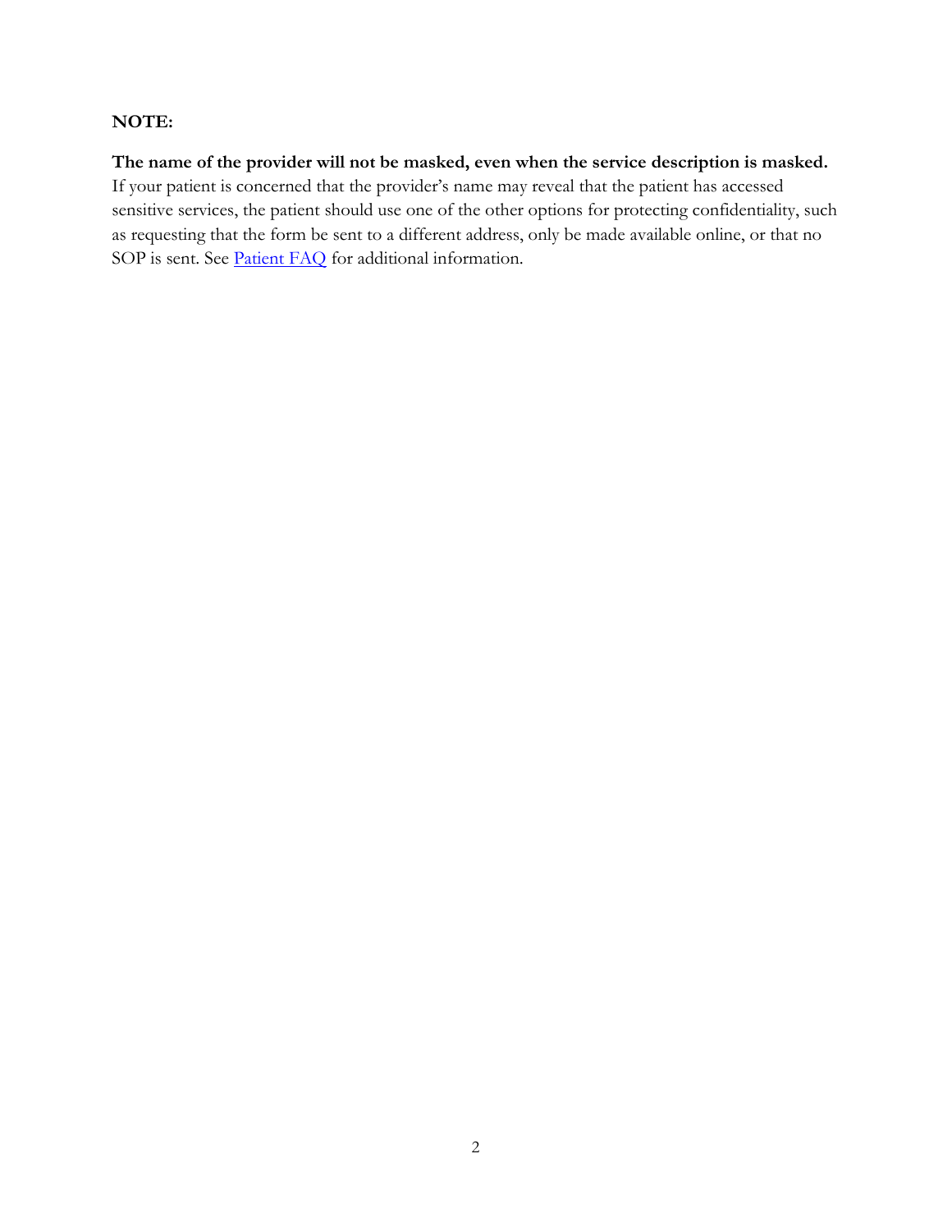**NOTE:**

**The name of the provider will not be masked, even when the service description is masked.** If your patient is concerned that the provider's name may reveal that the patient has accessed sensitive services, the patient should use one of the other options for protecting confidentiality, such as requesting that the form be sent to a different address, only be made available online, or that no SOP is sent. See Patient FAQ for additional information.